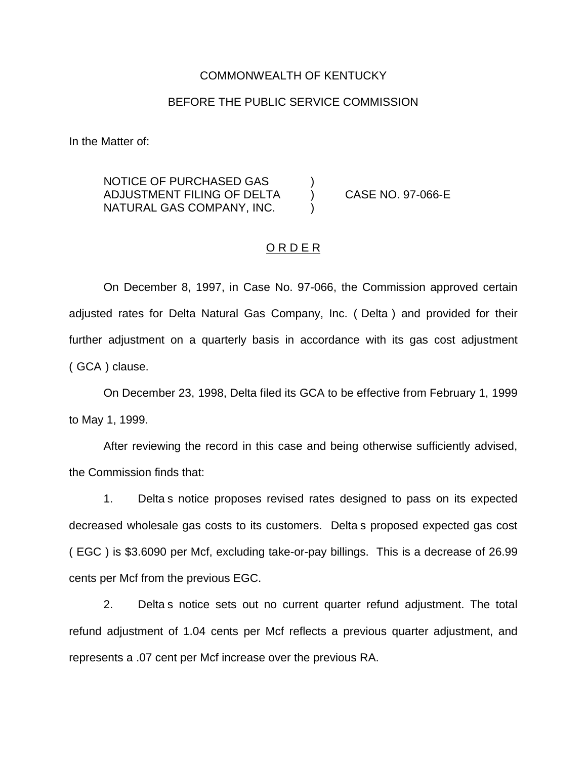COMMONWEALTH OF KENTUCKY

BEFORE THE PUBLIC SERVICE COMMISSION

In the Matter of:

| | | |
|---|---|---|
| NOTICE OF PURCHASED GAS ADJUSTMENT FILING OF DELTA NATURAL GAS COMPANY, INC. | ) ) ) | CASE NO. 97-066-E |

O R D E R

On December 8, 1997, in Case No. 97-066, the Commission approved certain adjusted rates for Delta Natural Gas Company, Inc. ( Delta ) and provided for their further adjustment on a quarterly basis in accordance with its gas cost adjustment ( GCA ) clause.

On December 23, 1998, Delta filed its GCA to be effective from February 1, 1999 to May 1, 1999.

After reviewing the record in this case and being otherwise sufficiently advised, the Commission finds that:

1. Delta s notice proposes revised rates designed to pass on its expected decreased wholesale gas costs to its customers. Delta s proposed expected gas cost ( EGC ) is $3.6090 per Mcf, excluding take-or-pay billings. This is a decrease of 26.99 cents per Mcf from the previous EGC.

2. Delta s notice sets out no current quarter refund adjustment. The total refund adjustment of 1.04 cents per Mcf reflects a previous quarter adjustment, and represents a .07 cent per Mcf increase over the previous RA.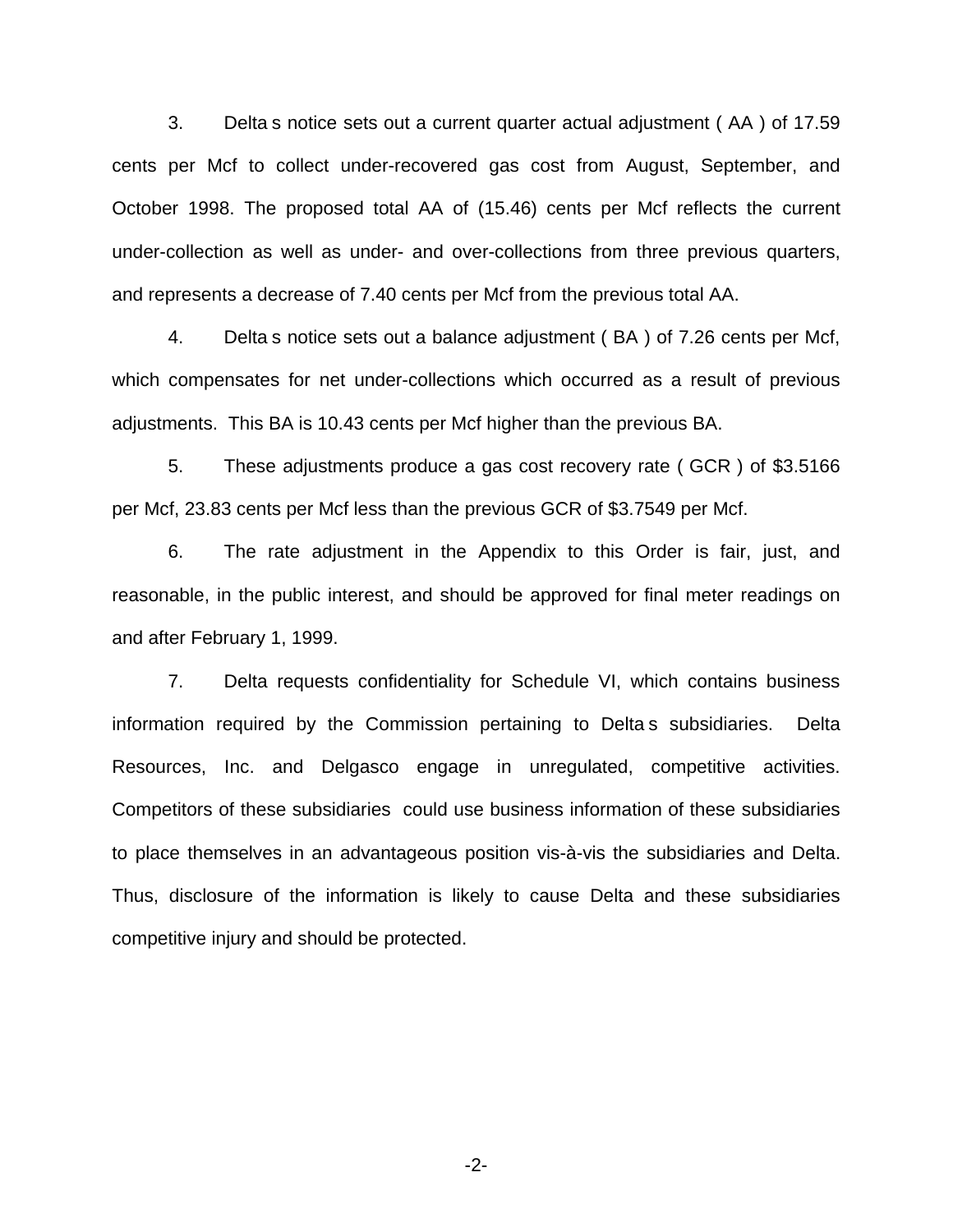3. Delta s notice sets out a current quarter actual adjustment ( AA ) of 17.59 cents per Mcf to collect under-recovered gas cost from August, September, and October 1998. The proposed total AA of (15.46) cents per Mcf reflects the current under-collection as well as under- and over-collections from three previous quarters, and represents a decrease of 7.40 cents per Mcf from the previous total AA.

4. Delta s notice sets out a balance adjustment ( BA ) of 7.26 cents per Mcf, which compensates for net under-collections which occurred as a result of previous adjustments. This BA is 10.43 cents per Mcf higher than the previous BA.

5. These adjustments produce a gas cost recovery rate ( GCR ) of $3.5166 per Mcf, 23.83 cents per Mcf less than the previous GCR of $3.7549 per Mcf.

6. The rate adjustment in the Appendix to this Order is fair, just, and reasonable, in the public interest, and should be approved for final meter readings on and after February 1, 1999.

7. Delta requests confidentiality for Schedule VI, which contains business information required by the Commission pertaining to Delta s subsidiaries. Delta Resources, Inc. and Delgasco engage in unregulated, competitive activities. Competitors of these subsidiaries could use business information of these subsidiaries to place themselves in an advantageous position vis-à-vis the subsidiaries and Delta. Thus, disclosure of the information is likely to cause Delta and these subsidiaries competitive injury and should be protected.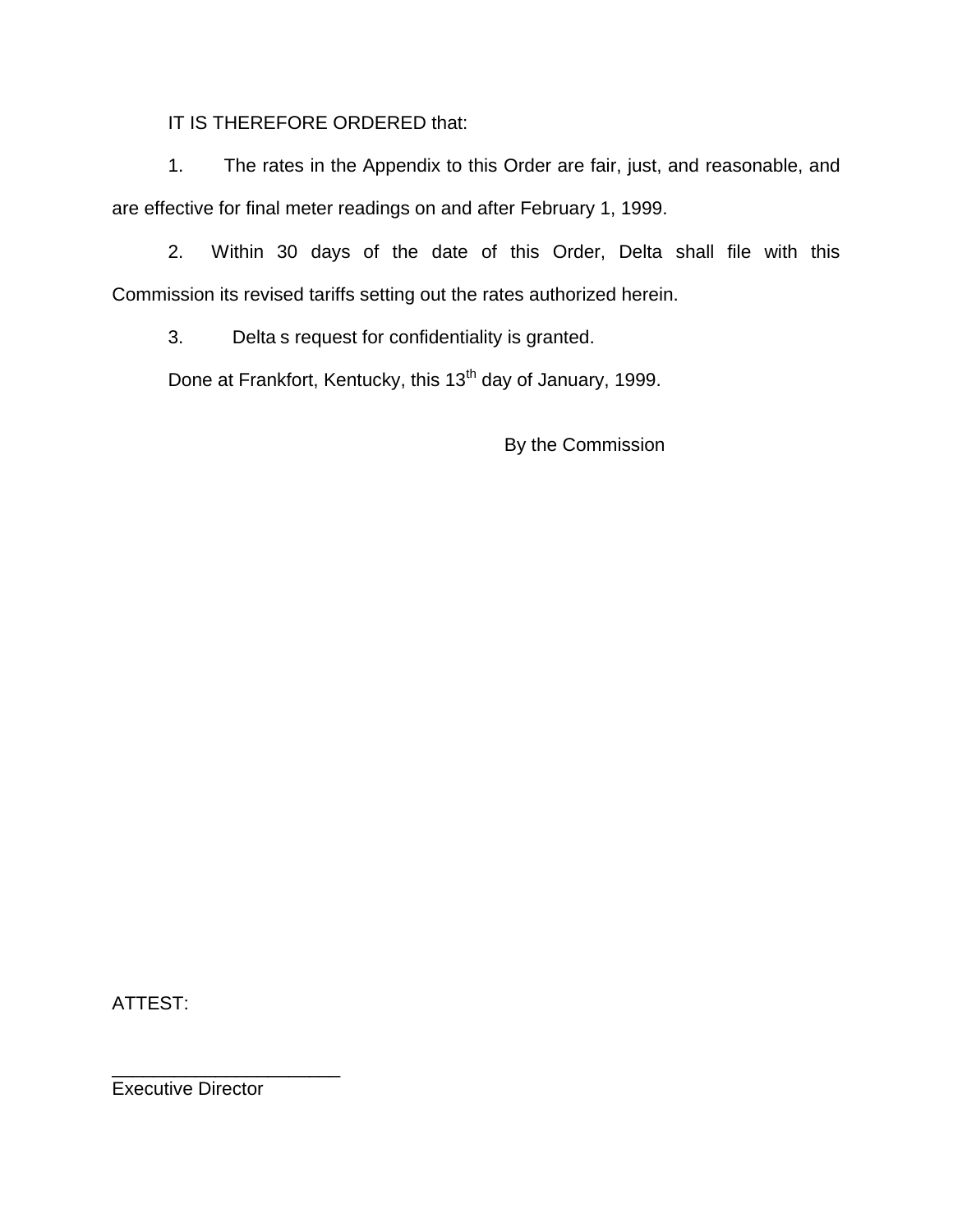IT IS THEREFORE ORDERED that:

1. The rates in the Appendix to this Order are fair, just, and reasonable, and are effective for final meter readings on and after February 1, 1999.

2. Within 30 days of the date of this Order, Delta shall file with this Commission its revised tariffs setting out the rates authorized herein.

3. Delta s request for confidentiality is granted.

Done at Frankfort, Kentucky, this 13th day of January, 1999.

By the Commission

ATTEST:

______________________

Executive Director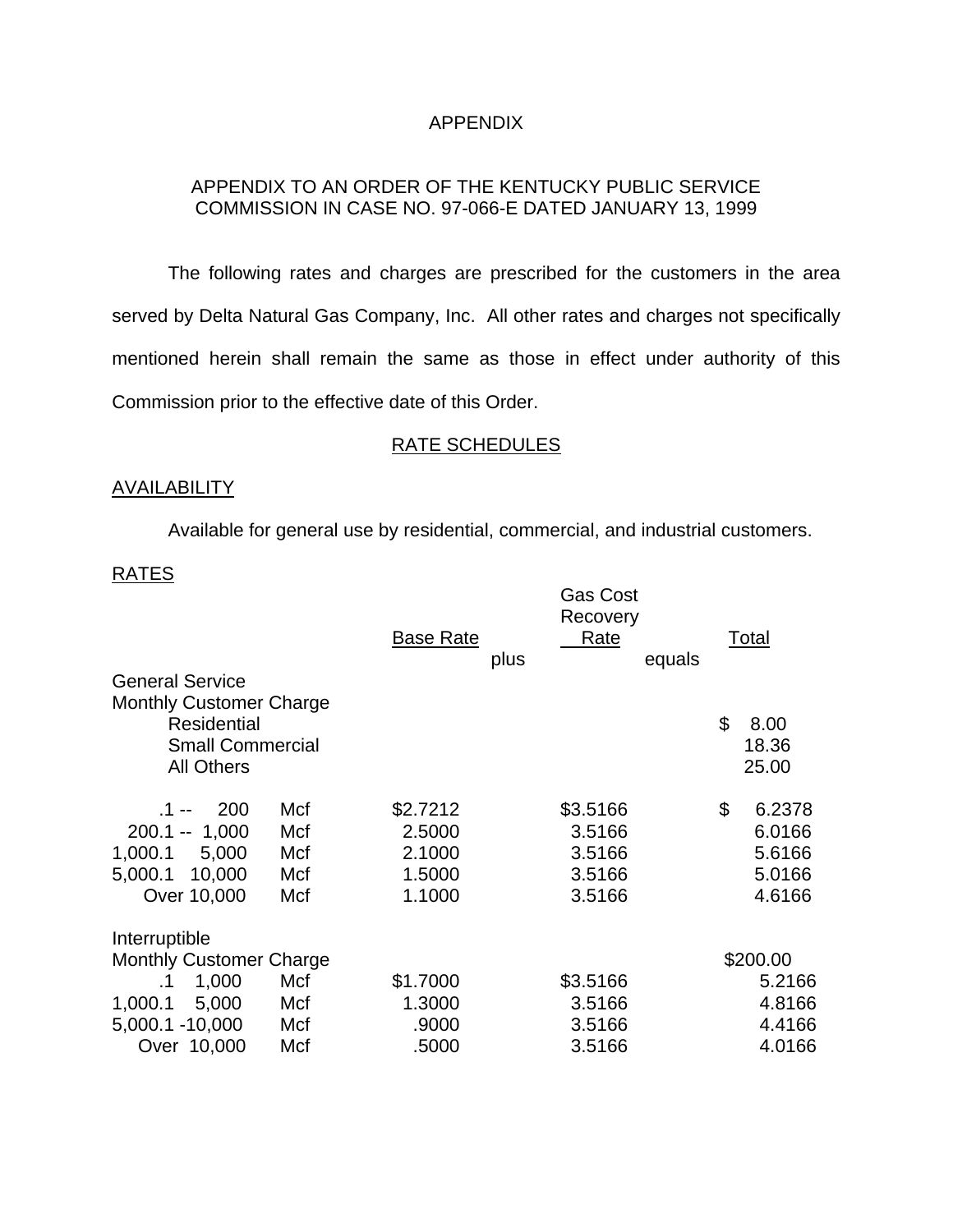APPENDIX

APPENDIX TO AN ORDER OF THE KENTUCKY PUBLIC SERVICE COMMISSION IN CASE NO. 97-066-E DATED JANUARY 13, 1999

The following rates and charges are prescribed for the customers in the area served by Delta Natural Gas Company, Inc. All other rates and charges not specifically mentioned herein shall remain the same as those in effect under authority of this Commission prior to the effective date of this Order.

## RATE SCHEDULES

### AVAILABILITY

Available for general use by residential, commercial, and industrial customers.

### RATES

| | | Base Rate | plus | Gas Cost Recovery Rate | equals | Total |
|---|---|---|---|---|---|---|
| General Service | | | | | | |
| Monthly Customer Charge | | | | | | |
| Residential | | | | | | $ 8.00 |
| Small Commercial | | | | | | 18.36 |
| All Others | | | | | | 25.00 |
| .1 -- 200 | Mcf | $2.7212 | | $3.5166 | | $ 6.2378 |
| 200.1 -- 1,000 | Mcf | 2.5000 | | 3.5166 | | 6.0166 |
| 1,000.1 5,000 | Mcf | 2.1000 | | 3.5166 | | 5.6166 |
| 5,000.1 10,000 | Mcf | 1.5000 | | 3.5166 | | 5.0166 |
| Over 10,000 | Mcf | 1.1000 | | 3.5166 | | 4.6166 |
| Interruptible | | | | | | |
| Monthly Customer Charge | | | | | | $200.00 |
| .1 1,000 | Mcf | $1.7000 | | $3.5166 | | 5.2166 |
| 1,000.1 5,000 | Mcf | 1.3000 | | 3.5166 | | 4.8166 |
| 5,000.1 -10,000 | Mcf | .9000 | | 3.5166 | | 4.4166 |
| Over 10,000 | Mcf | .5000 | | 3.5166 | | 4.0166 |